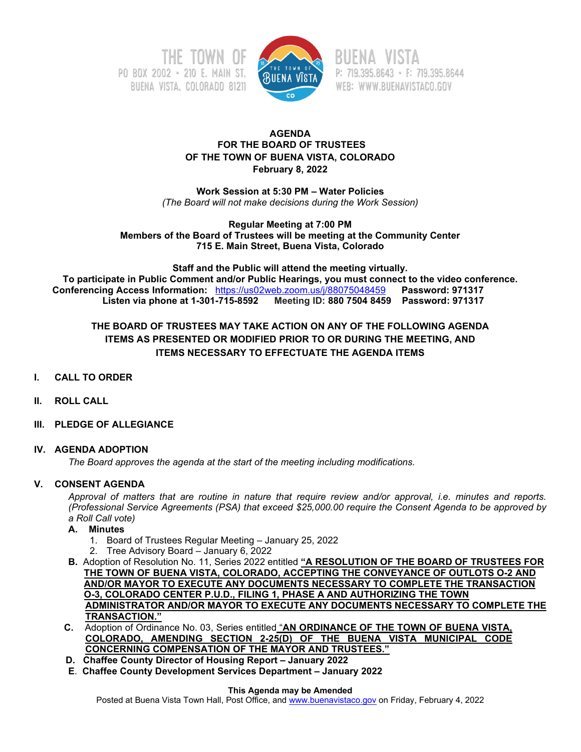THE TOWN OF BUENA VISTA
PO BOX 2002 • 210 E. MAIN ST.
BUENA VISTA, COLORADO 81211
P: 719.395.8643 • F: 719.395.8644
WEB: WWW.BUENAVISTACO.GOV

**AGENDA**
**FOR THE BOARD OF TRUSTEES**
**OF THE TOWN OF BUENA VISTA, COLORADO**
**February 8, 2022**

**Work Session at 5:30 PM – Water Policies**
*(The Board will not make decisions during the Work Session)*

**Regular Meeting at 7:00 PM**
**Members of the Board of Trustees will be meeting at the Community Center**
**715 E. Main Street, Buena Vista, Colorado**

**Staff and the Public will attend the meeting virtually.**
**To participate in Public Comment and/or Public Hearings, you must connect to the video conference.**
**Conferencing Access Information:** [https://us02web.zoom.us/j/88075048459](https://us02web.zoom.us/j/88075048459) **Password: 971317**
**Listen via phone at 1-301-715-8592 Meeting ID: 880 7504 8459 Password: 971317**

**THE BOARD OF TRUSTEES MAY TAKE ACTION ON ANY OF THE FOLLOWING AGENDA ITEMS AS PRESENTED OR MODIFIED PRIOR TO OR DURING THE MEETING, AND ITEMS NECESSARY TO EFFECTUATE THE AGENDA ITEMS**

## I. CALL TO ORDER

## II. ROLL CALL

## III. PLEDGE OF ALLEGIANCE

## IV. AGENDA ADOPTION

*The Board approves the agenda at the start of the meeting including modifications.*

## V. CONSENT AGENDA

*Approval of matters that are routine in nature that require review and/or approval, i.e. minutes and reports. (Professional Service Agreements (PSA) that exceed $25,000.00 require the Consent Agenda to be approved by a Roll Call vote)*

**A. Minutes**
1. Board of Trustees Regular Meeting – January 25, 2022
2. Tree Advisory Board – January 6, 2022

**B.** Adoption of Resolution No. 11, Series 2022 entitled **"A RESOLUTION OF THE BOARD OF TRUSTEES FOR THE TOWN OF BUENA VISTA, COLORADO, ACCEPTING THE CONVEYANCE OF OUTLOTS O-2 AND AND/OR MAYOR TO EXECUTE ANY DOCUMENTS NECESSARY TO COMPLETE THE TRANSACTION O-3, COLORADO CENTER P.U.D., FILING 1, PHASE A AND AUTHORIZING THE TOWN ADMINISTRATOR AND/OR MAYOR TO EXECUTE ANY DOCUMENTS NECESSARY TO COMPLETE THE TRANSACTION."**

**C.** Adoption of Ordinance No. 03, Series entitled **"AN ORDINANCE OF THE TOWN OF BUENA VISTA, COLORADO, AMENDING SECTION 2-25(D) OF THE BUENA VISTA MUNICIPAL CODE CONCERNING COMPENSATION OF THE MAYOR AND TRUSTEES."**

**D. Chaffee County Director of Housing Report – January 2022**

**E. Chaffee County Development Services Department – January 2022**

**This Agenda may be Amended**
Posted at Buena Vista Town Hall, Post Office, and [www.buenavistaco.gov](www.buenavistaco.gov) on Friday, February 4, 2022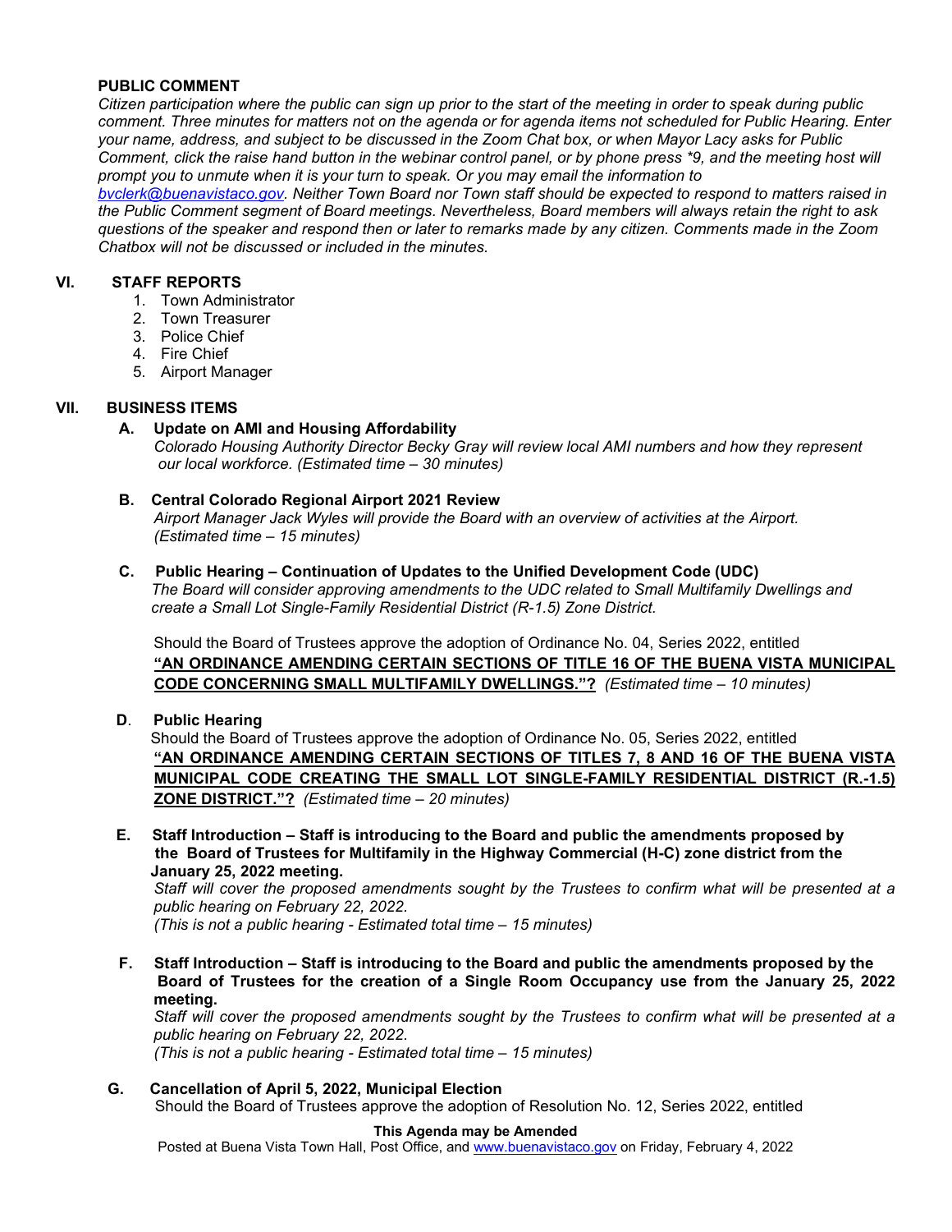**PUBLIC COMMENT**

*Citizen participation where the public can sign up prior to the start of the meeting in order to speak during public comment. Three minutes for matters not on the agenda or for agenda items not scheduled for Public Hearing. Enter your name, address, and subject to be discussed in the Zoom Chat box, or when Mayor Lacy asks for Public Comment, click the raise hand button in the webinar control panel, or by phone press *9, and the meeting host will prompt you to unmute when it is your turn to speak. Or you may email the information to [bvclerk@buenavistaco.gov](mailto:bvclerk@buenavistaco.gov). Neither Town Board nor Town staff should be expected to respond to matters raised in the Public Comment segment of Board meetings. Nevertheless, Board members will always retain the right to ask questions of the speaker and respond then or later to remarks made by any citizen. Comments made in the Zoom Chatbox will not be discussed or included in the minutes.*

## VI. STAFF REPORTS

1. Town Administrator
2. Town Treasurer
3. Police Chief
4. Fire Chief
5. Airport Manager

## VII. BUSINESS ITEMS

**A. Update on AMI and Housing Affordability**

*Colorado Housing Authority Director Becky Gray will review local AMI numbers and how they represent our local workforce. (Estimated time – 30 minutes)*

**B. Central Colorado Regional Airport 2021 Review**

*Airport Manager Jack Wyles will provide the Board with an overview of activities at the Airport. (Estimated time – 15 minutes)*

**C. Public Hearing – Continuation of Updates to the Unified Development Code (UDC)**

*The Board will consider approving amendments to the UDC related to Small Multifamily Dwellings and create a Small Lot Single-Family Residential District (R-1.5) Zone District.*

Should the Board of Trustees approve the adoption of Ordinance No. 04, Series 2022, entitled **"AN ORDINANCE AMENDING CERTAIN SECTIONS OF TITLE 16 OF THE BUENA VISTA MUNICIPAL CODE CONCERNING SMALL MULTIFAMILY DWELLINGS."?** *(Estimated time – 10 minutes)*

**D. Public Hearing**

Should the Board of Trustees approve the adoption of Ordinance No. 05, Series 2022, entitled **"AN ORDINANCE AMENDING CERTAIN SECTIONS OF TITLES 7, 8 AND 16 OF THE BUENA VISTA MUNICIPAL CODE CREATING THE SMALL LOT SINGLE-FAMILY RESIDENTIAL DISTRICT (R.-1.5) ZONE DISTRICT."?** *(Estimated time – 20 minutes)*

**E. Staff Introduction – Staff is introducing to the Board and public the amendments proposed by the Board of Trustees for Multifamily in the Highway Commercial (H-C) zone district from the January 25, 2022 meeting.**

*Staff will cover the proposed amendments sought by the Trustees to confirm what will be presented at a public hearing on February 22, 2022.*
*(This is not a public hearing - Estimated total time – 15 minutes)*

**F. Staff Introduction – Staff is introducing to the Board and public the amendments proposed by the Board of Trustees for the creation of a Single Room Occupancy use from the January 25, 2022 meeting.**

*Staff will cover the proposed amendments sought by the Trustees to confirm what will be presented at a public hearing on February 22, 2022.*
*(This is not a public hearing - Estimated total time – 15 minutes)*

**G. Cancellation of April 5, 2022, Municipal Election**

Should the Board of Trustees approve the adoption of Resolution No. 12, Series 2022, entitled

**This Agenda may be Amended**

Posted at Buena Vista Town Hall, Post Office, and [www.buenavistaco.gov](http://www.buenavistaco.gov) on Friday, February 4, 2022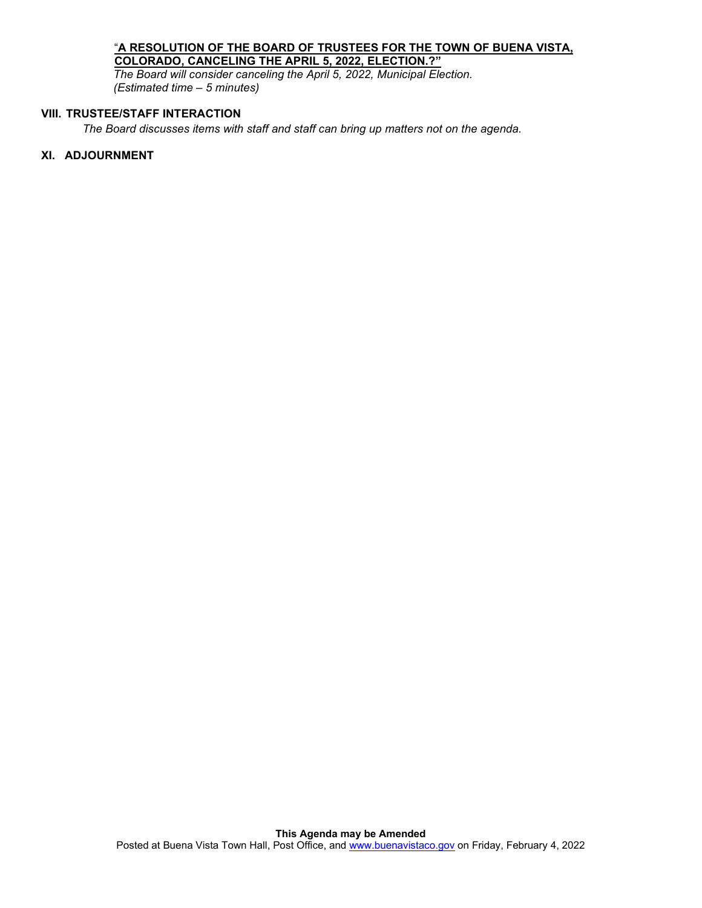"**A RESOLUTION OF THE BOARD OF TRUSTEES FOR THE TOWN OF BUENA VISTA, COLORADO, CANCELING THE APRIL 5, 2022, ELECTION.?"**
*The Board will consider canceling the April 5, 2022, Municipal Election.*
*(Estimated time – 5 minutes)*

## VIII. TRUSTEE/STAFF INTERACTION

*The Board discusses items with staff and staff can bring up matters not on the agenda.*

## XI. ADJOURNMENT

**This Agenda may be Amended**
Posted at Buena Vista Town Hall, Post Office, and www.buenavistaco.gov on Friday, February 4, 2022